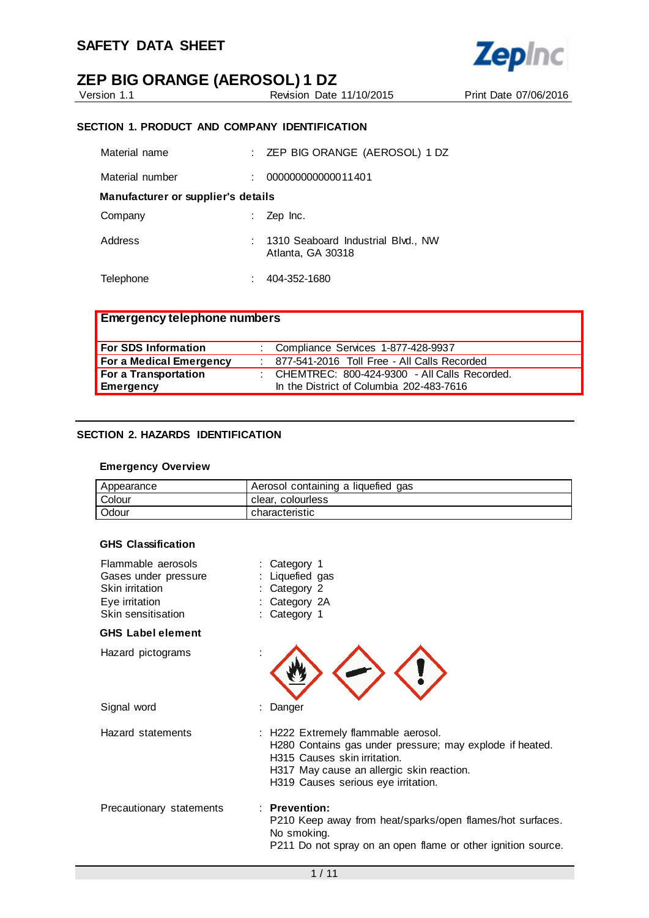# SAFETY DATA SHEET

## ZEP BIG ORANGE (AEROSOL) 1 DZ

Version 1.1 &nbsp;&nbsp;&nbsp; Revision Date 11/10/2015 &nbsp;&nbsp;&nbsp; Print Date 07/06/2016

### SECTION 1. PRODUCT AND COMPANY IDENTIFICATION

Material name : ZEP BIG ORANGE (AEROSOL) 1 DZ

Material number : 000000000000011401

**Manufacturer or supplier's details**

Company : Zep Inc.

Address : 1310 Seaboard Industrial Blvd., NW
Atlanta, GA 30318

Telephone : 404-352-1680

| **Emergency telephone numbers** | |
|---|---|
| **For SDS Information** | : Compliance Services 1-877-428-9937 |
| **For a Medical Emergency** | : 877-541-2016 Toll Free - All Calls Recorded |
| **For a Transportation Emergency** | : CHEMTREC: 800-424-9300 - All Calls Recorded. In the District of Columbia 202-483-7616 |

### SECTION 2. HAZARDS IDENTIFICATION

**Emergency Overview**

| Appearance | Aerosol containing a liquefied gas |
|---|---|
| Colour | clear, colourless |
| Odour | characteristic |

**GHS Classification**

Flammable aerosols : Category 1
Gases under pressure : Liquefied gas
Skin irritation : Category 2
Eye irritation : Category 2A
Skin sensitisation : Category 1

**GHS Label element**

Hazard pictograms :

Signal word : Danger

Hazard statements : H222 Extremely flammable aerosol.
H280 Contains gas under pressure; may explode if heated.
H315 Causes skin irritation.
H317 May cause an allergic skin reaction.
H319 Causes serious eye irritation.

Precautionary statements : **Prevention:**
P210 Keep away from heat/sparks/open flames/hot surfaces. No smoking.
P211 Do not spray on an open flame or other ignition source.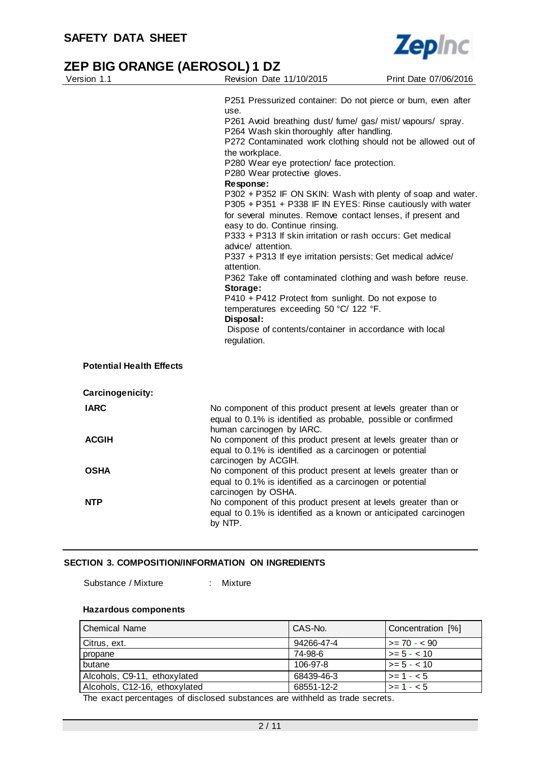P251 Pressurized container: Do not pierce or burn, even after use.
P261 Avoid breathing dust/ fume/ gas/ mist/ vapours/ spray.
P264 Wash skin thoroughly after handling.
P272 Contaminated work clothing should not be allowed out of the workplace.
P280 Wear eye protection/ face protection.
P280 Wear protective gloves.

**Response:**

P302 + P352 IF ON SKIN: Wash with plenty of soap and water.
P305 + P351 + P338 IF IN EYES: Rinse cautiously with water for several minutes. Remove contact lenses, if present and easy to do. Continue rinsing.
P333 + P313 If skin irritation or rash occurs: Get medical advice/ attention.
P337 + P313 If eye irritation persists: Get medical advice/ attention.
P362 Take off contaminated clothing and wash before reuse.

**Storage:**

P410 + P412 Protect from sunlight. Do not expose to temperatures exceeding 50 °C/ 122 °F.

**Disposal:**

Dispose of contents/container in accordance with local regulation.

**Potential Health Effects**

**Carcinogenicity:**

**IARC**
No component of this product present at levels greater than or equal to 0.1% is identified as probable, possible or confirmed human carcinogen by IARC.

**ACGIH**
No component of this product present at levels greater than or equal to 0.1% is identified as a carcinogen or potential carcinogen by ACGIH.

**OSHA**
No component of this product present at levels greater than or equal to 0.1% is identified as a carcinogen or potential carcinogen by OSHA.

**NTP**
No component of this product present at levels greater than or equal to 0.1% is identified as a known or anticipated carcinogen by NTP.

## SECTION 3. COMPOSITION/INFORMATION ON INGREDIENTS

Substance / Mixture : Mixture

**Hazardous components**

| Chemical Name | CAS-No. | Concentration [%] |
|---|---|---|
| Citrus, ext. | 94266-47-4 | >= 70 - < 90 |
| propane | 74-98-6 | >= 5 - < 10 |
| butane | 106-97-8 | >= 5 - < 10 |
| Alcohols, C9-11, ethoxylated | 68439-46-3 | >= 1 - < 5 |
| Alcohols, C12-16, ethoxylated | 68551-12-2 | >= 1 - < 5 |

The exact percentages of disclosed substances are withheld as trade secrets.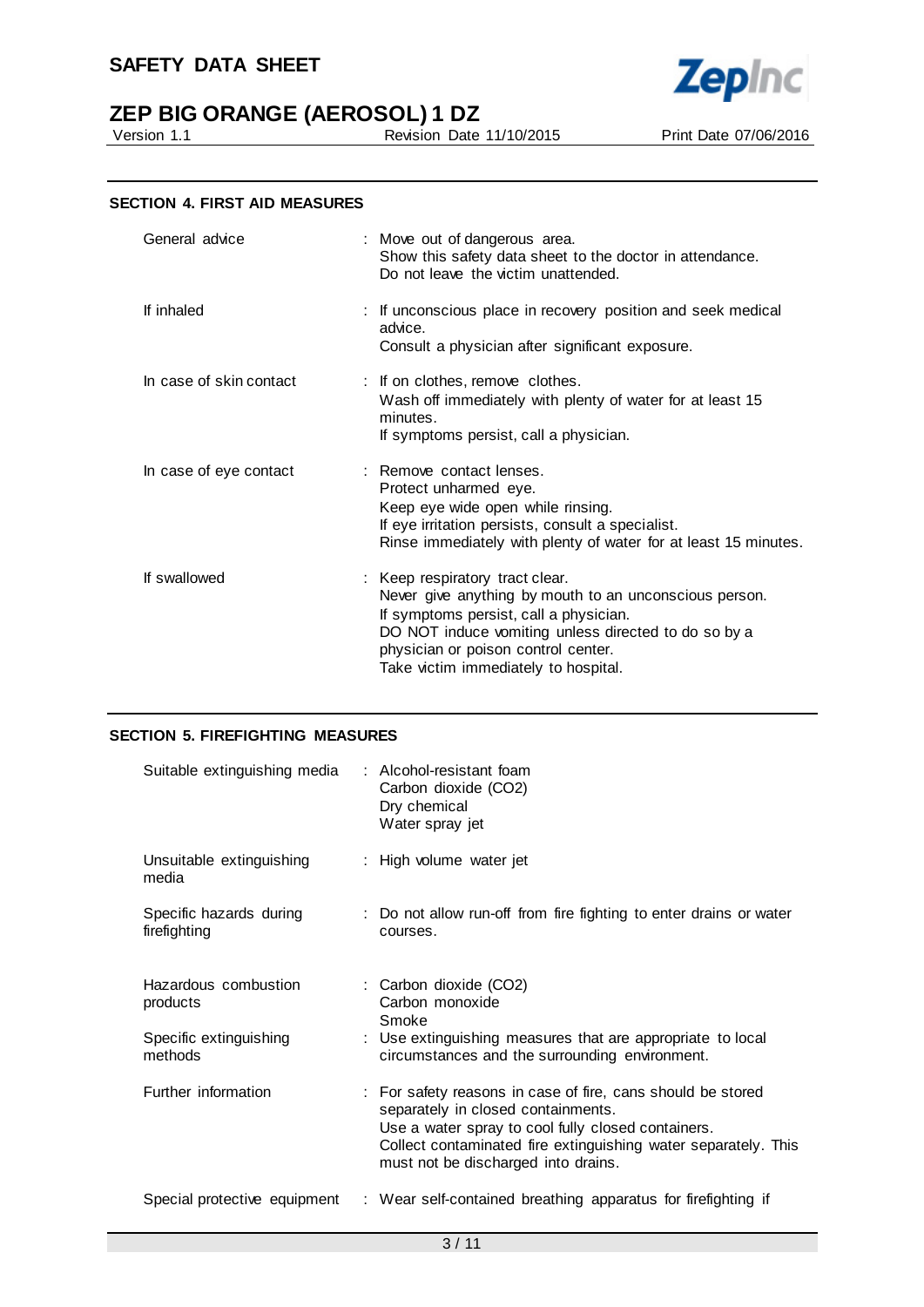## SECTION 4. FIRST AID MEASURES

| | |
|---|---|
| General advice | Move out of dangerous area.<br>Show this safety data sheet to the doctor in attendance.<br>Do not leave the victim unattended. |
| If inhaled | If unconscious place in recovery position and seek medical advice.<br>Consult a physician after significant exposure. |
| In case of skin contact | If on clothes, remove clothes.<br>Wash off immediately with plenty of water for at least 15 minutes.<br>If symptoms persist, call a physician. |
| In case of eye contact | Remove contact lenses.<br>Protect unharmed eye.<br>Keep eye wide open while rinsing.<br>If eye irritation persists, consult a specialist.<br>Rinse immediately with plenty of water for at least 15 minutes. |
| If swallowed | Keep respiratory tract clear.<br>Never give anything by mouth to an unconscious person.<br>If symptoms persist, call a physician.<br>DO NOT induce vomiting unless directed to do so by a physician or poison control center.<br>Take victim immediately to hospital. |

## SECTION 5. FIREFIGHTING MEASURES

| | |
|---|---|
| Suitable extinguishing media | Alcohol-resistant foam<br>Carbon dioxide (CO2)<br>Dry chemical<br>Water spray jet |
| Unsuitable extinguishing media | High volume water jet |
| Specific hazards during firefighting | Do not allow run-off from fire fighting to enter drains or water courses. |
| Hazardous combustion products | Carbon dioxide (CO2)<br>Carbon monoxide<br>Smoke |
| Specific extinguishing methods | Use extinguishing measures that are appropriate to local circumstances and the surrounding environment. |
| Further information | For safety reasons in case of fire, cans should be stored separately in closed containments.<br>Use a water spray to cool fully closed containers.<br>Collect contaminated fire extinguishing water separately. This must not be discharged into drains. |
| Special protective equipment | Wear self-contained breathing apparatus for firefighting if |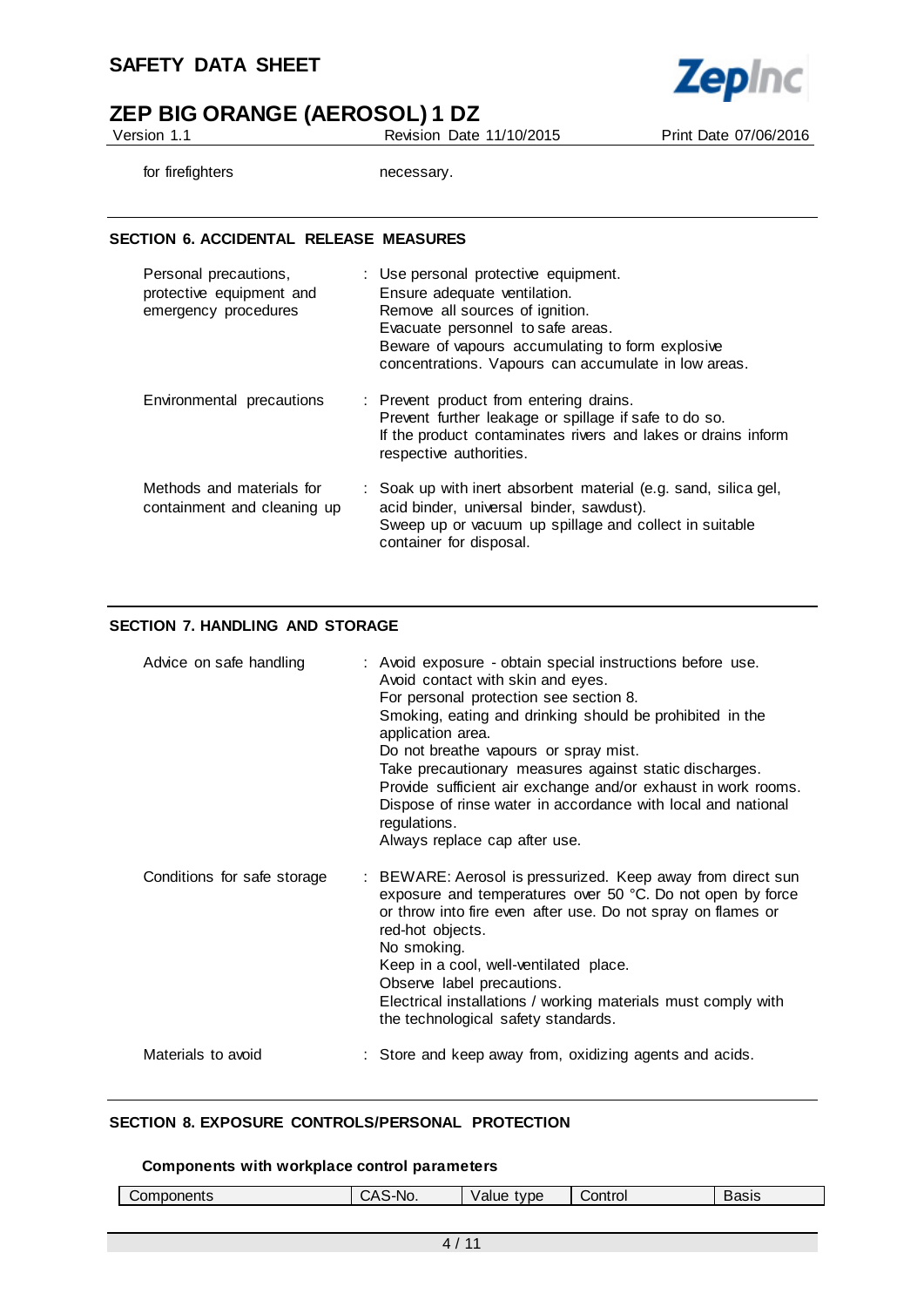| for firefighters | necessary. |
|---|---|

## SECTION 6. ACCIDENTAL RELEASE MEASURES

| | |
|---|---|
| Personal precautions, protective equipment and emergency procedures | : Use personal protective equipment.<br>Ensure adequate ventilation.<br>Remove all sources of ignition.<br>Evacuate personnel to safe areas.<br>Beware of vapours accumulating to form explosive concentrations. Vapours can accumulate in low areas. |
| Environmental precautions | : Prevent product from entering drains.<br>Prevent further leakage or spillage if safe to do so.<br>If the product contaminates rivers and lakes or drains inform respective authorities. |
| Methods and materials for containment and cleaning up | : Soak up with inert absorbent material (e.g. sand, silica gel, acid binder, universal binder, sawdust).<br>Sweep up or vacuum up spillage and collect in suitable container for disposal. |

## SECTION 7. HANDLING AND STORAGE

| | |
|---|---|
| Advice on safe handling | : Avoid exposure - obtain special instructions before use.<br>Avoid contact with skin and eyes.<br>For personal protection see section 8.<br>Smoking, eating and drinking should be prohibited in the application area.<br>Do not breathe vapours or spray mist.<br>Take precautionary measures against static discharges.<br>Provide sufficient air exchange and/or exhaust in work rooms.<br>Dispose of rinse water in accordance with local and national regulations.<br>Always replace cap after use. |
| Conditions for safe storage | : BEWARE: Aerosol is pressurized. Keep away from direct sun exposure and temperatures over 50 °C. Do not open by force or throw into fire even after use. Do not spray on flames or red-hot objects.<br>No smoking.<br>Keep in a cool, well-ventilated place.<br>Observe label precautions.<br>Electrical installations / working materials must comply with the technological safety standards. |
| Materials to avoid | : Store and keep away from, oxidizing agents and acids. |

## SECTION 8. EXPOSURE CONTROLS/PERSONAL PROTECTION

### Components with workplace control parameters

| Components | CAS-No. | Value type | Control | Basis |
|---|---|---|---|---|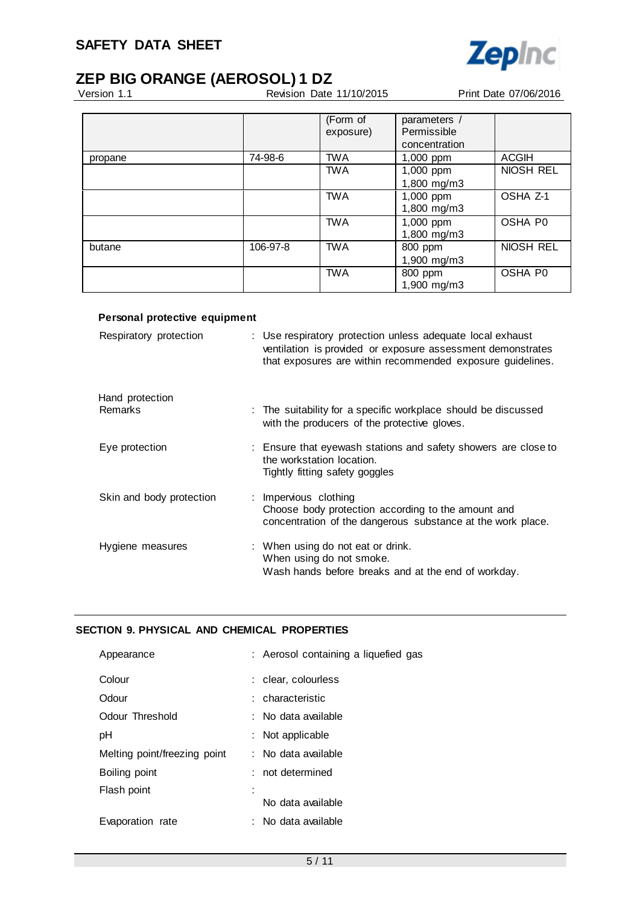| | | (Form of exposure) | parameters / Permissible concentration | |
|---|---|---|---|---|
| propane | 74-98-6 | TWA | 1,000 ppm | ACGIH |
| | | TWA | 1,000 ppm<br>1,800 mg/m3 | NIOSH REL |
| | | TWA | 1,000 ppm<br>1,800 mg/m3 | OSHA Z-1 |
| | | TWA | 1,000 ppm<br>1,800 mg/m3 | OSHA P0 |
| butane | 106-97-8 | TWA | 800 ppm<br>1,900 mg/m3 | NIOSH REL |
| | | TWA | 800 ppm<br>1,900 mg/m3 | OSHA P0 |

**Personal protective equipment**

Respiratory protection : Use respiratory protection unless adequate local exhaust ventilation is provided or exposure assessment demonstrates that exposures are within recommended exposure guidelines.

Hand protection

Remarks : The suitability for a specific workplace should be discussed with the producers of the protective gloves.

Eye protection : Ensure that eyewash stations and safety showers are close to the workstation location.
Tightly fitting safety goggles

Skin and body protection : Impervious clothing
Choose body protection according to the amount and concentration of the dangerous substance at the work place.

Hygiene measures : When using do not eat or drink.
When using do not smoke.
Wash hands before breaks and at the end of workday.

## SECTION 9. PHYSICAL AND CHEMICAL PROPERTIES

Appearance : Aerosol containing a liquefied gas

Colour : clear, colourless

Odour : characteristic

Odour Threshold : No data available

pH : Not applicable

Melting point/freezing point : No data available

Boiling point : not determined

Flash point :
No data available

Evaporation rate : No data available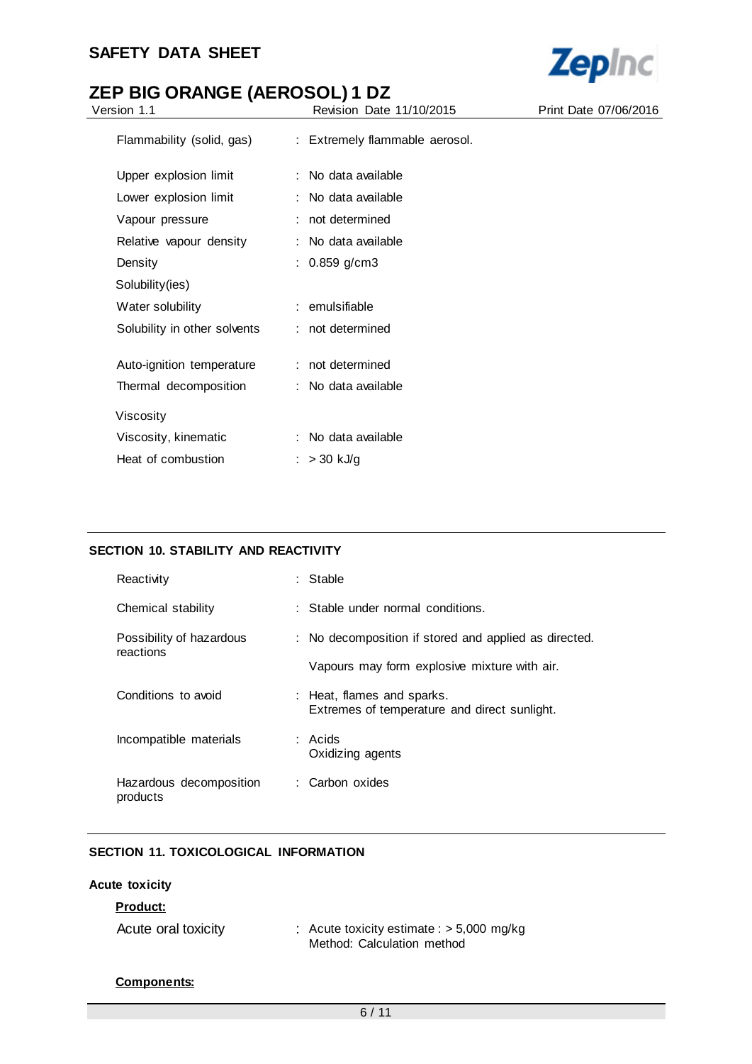| | | |
|---|---|---|
| Flammability (solid, gas) | : | Extremely flammable aerosol. |
| Upper explosion limit | : | No data available |
| Lower explosion limit | : | No data available |
| Vapour pressure | : | not determined |
| Relative vapour density | : | No data available |
| Density | : | 0.859 g/cm3 |
| Solubility(ies) | | |
| Water solubility | : | emulsifiable |
| Solubility in other solvents | : | not determined |
| Auto-ignition temperature | : | not determined |
| Thermal decomposition | : | No data available |
| Viscosity | | |
| Viscosity, kinematic | : | No data available |
| Heat of combustion | : | > 30 kJ/g |

## SECTION 10. STABILITY AND REACTIVITY

| | | |
|---|---|---|
| Reactivity | : | Stable |
| Chemical stability | : | Stable under normal conditions. |
| Possibility of hazardous reactions | : | No decomposition if stored and applied as directed.<br><br>Vapours may form explosive mixture with air. |
| Conditions to avoid | : | Heat, flames and sparks.<br>Extremes of temperature and direct sunlight. |
| Incompatible materials | : | Acids<br>Oxidizing agents |
| Hazardous decomposition products | : | Carbon oxides |

## SECTION 11. TOXICOLOGICAL INFORMATION

**Acute toxicity**

**Product:**

| | | |
|---|---|---|
| Acute oral toxicity | : | Acute toxicity estimate : > 5,000 mg/kg<br>Method: Calculation method |

**Components:**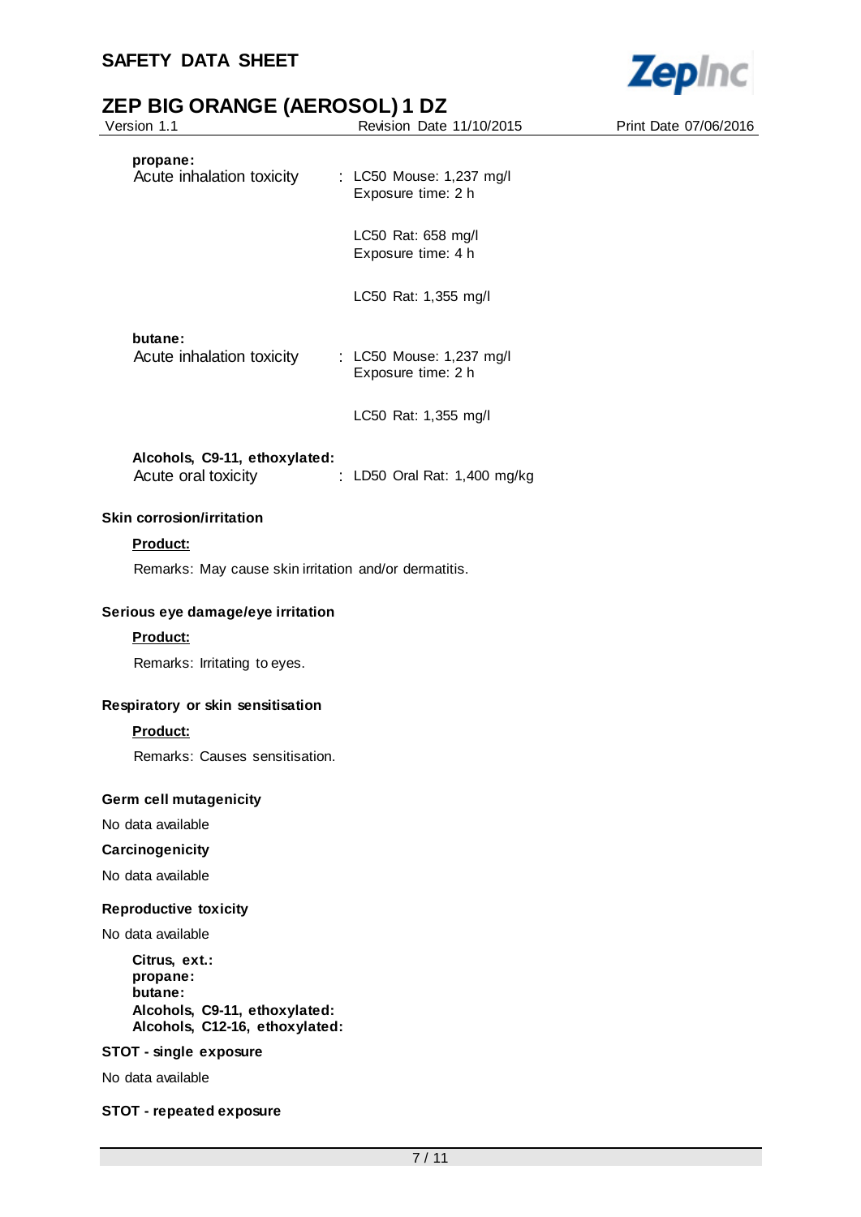**propane:**

| | |
|---|---|
| Acute inhalation toxicity | : LC50 Mouse: 1,237 mg/l<br>Exposure time: 2 h |
| | LC50 Rat: 658 mg/l<br>Exposure time: 4 h |
| | LC50 Rat: 1,355 mg/l |

**butane:**

| | |
|---|---|
| Acute inhalation toxicity | : LC50 Mouse: 1,237 mg/l<br>Exposure time: 2 h |
| | LC50 Rat: 1,355 mg/l |

**Alcohols, C9-11, ethoxylated:**

| | |
|---|---|
| Acute oral toxicity | : LD50 Oral Rat: 1,400 mg/kg |

### Skin corrosion/irritation

**Product:**

Remarks: May cause skin irritation and/or dermatitis.

### Serious eye damage/eye irritation

**Product:**

Remarks: Irritating to eyes.

### Respiratory or skin sensitisation

**Product:**

Remarks: Causes sensitisation.

### Germ cell mutagenicity

No data available

### Carcinogenicity

No data available

### Reproductive toxicity

No data available

**Citrus, ext.:**
**propane:**
**butane:**
**Alcohols, C9-11, ethoxylated:**
**Alcohols, C12-16, ethoxylated:**

### STOT - single exposure

No data available

### STOT - repeated exposure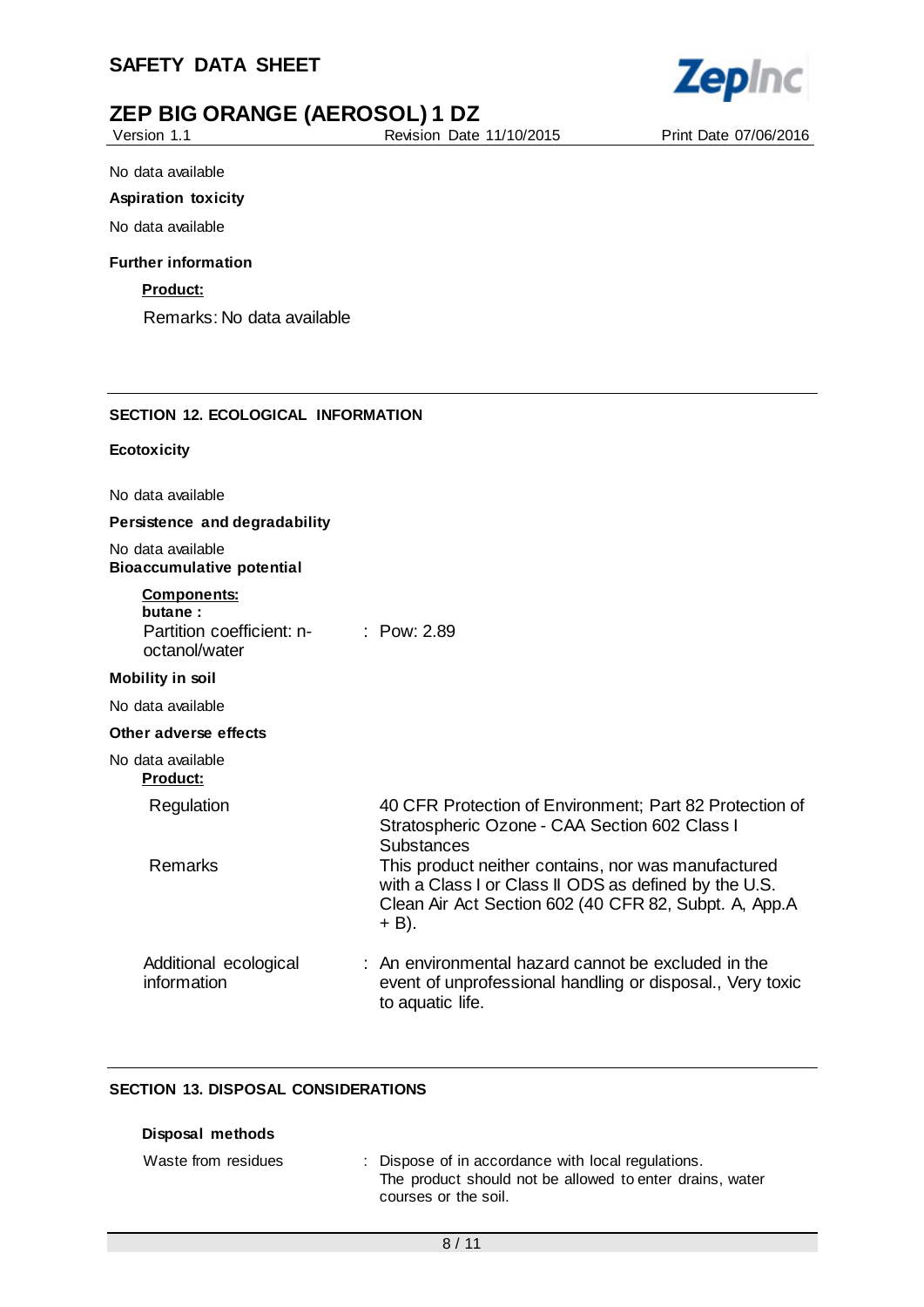No data available

**Aspiration toxicity**

No data available

**Further information**

**Product:**

Remarks: No data available

## SECTION 12. ECOLOGICAL INFORMATION

**Ecotoxicity**

No data available

**Persistence and degradability**

No data available

**Bioaccumulative potential**

**Components:**

**butane :**

Partition coefficient: n-octanol/water : Pow: 2.89

**Mobility in soil**

No data available

**Other adverse effects**

No data available

**Product:**

| | |
|---|---|
| Regulation | 40 CFR Protection of Environment; Part 82 Protection of Stratospheric Ozone - CAA Section 602 Class I Substances |
| Remarks | This product neither contains, nor was manufactured with a Class I or Class II ODS as defined by the U.S. Clean Air Act Section 602 (40 CFR 82, Subpt. A, App.A + B). |

Additional ecological information : An environmental hazard cannot be excluded in the event of unprofessional handling or disposal., Very toxic to aquatic life.

## SECTION 13. DISPOSAL CONSIDERATIONS

**Disposal methods**

Waste from residues : Dispose of in accordance with local regulations. The product should not be allowed to enter drains, water courses or the soil.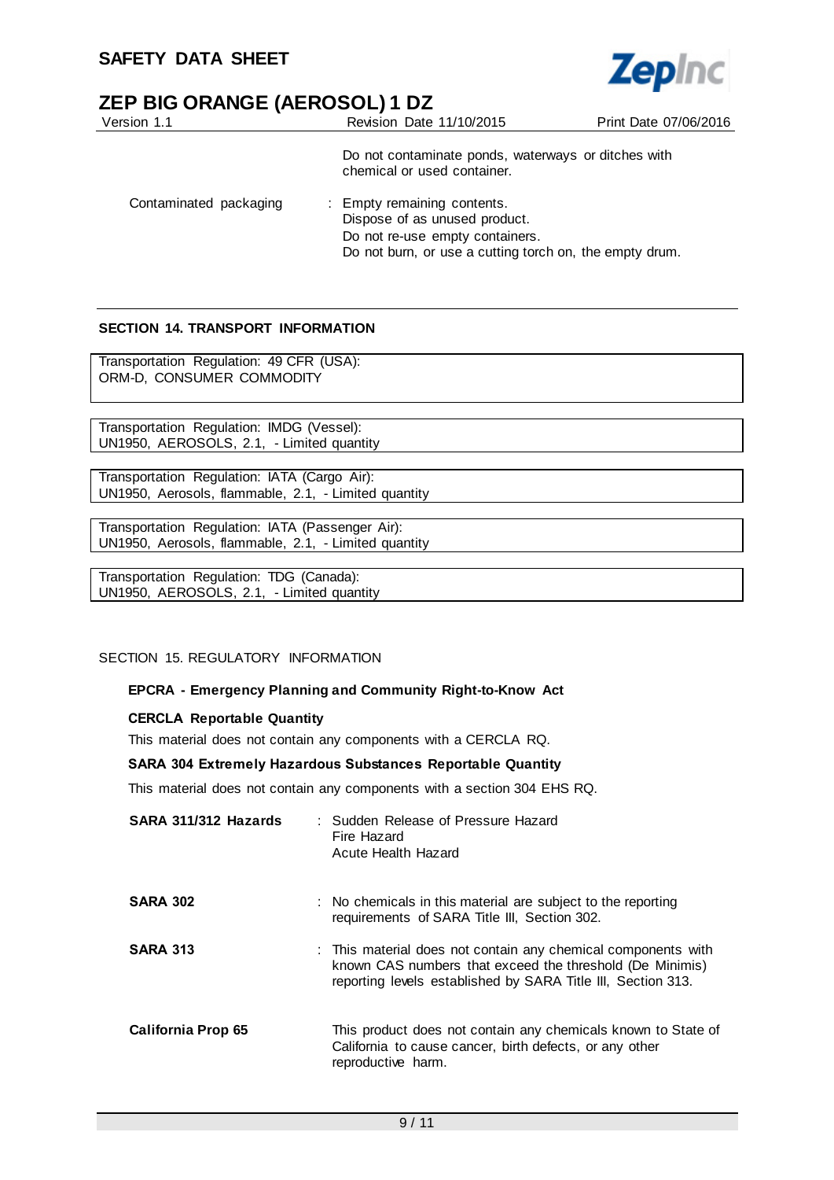Do not contaminate ponds, waterways or ditches with chemical or used container.

Contaminated packaging : Empty remaining contents.
Dispose of as unused product.
Do not re-use empty containers.
Do not burn, or use a cutting torch on, the empty drum.

## SECTION 14. TRANSPORT INFORMATION

Transportation Regulation: 49 CFR (USA):
ORM-D, CONSUMER COMMODITY

Transportation Regulation: IMDG (Vessel):
UN1950, AEROSOLS, 2.1, - Limited quantity

Transportation Regulation: IATA (Cargo Air):
UN1950, Aerosols, flammable, 2.1, - Limited quantity

Transportation Regulation: IATA (Passenger Air):
UN1950, Aerosols, flammable, 2.1, - Limited quantity

Transportation Regulation: TDG (Canada):
UN1950, AEROSOLS, 2.1, - Limited quantity

## SECTION 15. REGULATORY INFORMATION

**EPCRA - Emergency Planning and Community Right-to-Know Act**

**CERCLA Reportable Quantity**

This material does not contain any components with a CERCLA RQ.

**SARA 304 Extremely Hazardous Substances Reportable Quantity**

This material does not contain any components with a section 304 EHS RQ.

**SARA 311/312 Hazards** : Sudden Release of Pressure Hazard
Fire Hazard
Acute Health Hazard

**SARA 302** : No chemicals in this material are subject to the reporting requirements of SARA Title III, Section 302.

**SARA 313** : This material does not contain any chemical components with known CAS numbers that exceed the threshold (De Minimis) reporting levels established by SARA Title III, Section 313.

**California Prop 65** This product does not contain any chemicals known to State of California to cause cancer, birth defects, or any other reproductive harm.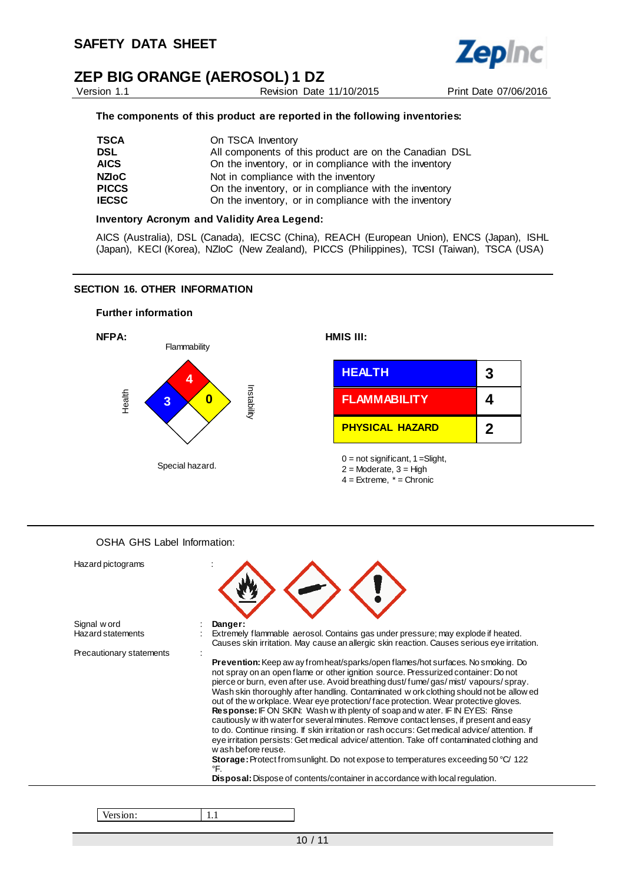**The components of this product are reported in the following inventories:**

| | |
|---|---|
| **TSCA** | On TSCA Inventory |
| **DSL** | All components of this product are on the Canadian DSL |
| **AICS** | On the inventory, or in compliance with the inventory |
| **NZIoC** | Not in compliance with the inventory |
| **PICCS** | On the inventory, or in compliance with the inventory |
| **IECSC** | On the inventory, or in compliance with the inventory |

**Inventory Acronym and Validity Area Legend:**

AICS (Australia), DSL (Canada), IECSC (China), REACH (European Union), ENCS (Japan), ISHL (Japan), KECI (Korea), NZIoC (New Zealand), PICCS (Philippines), TCSI (Taiwan), TSCA (USA)

## SECTION 16. OTHER INFORMATION

### Further information

**NFPA:**

Flammability: 4
Health: 3
Instability: 0
Special hazard.

**HMIS III:**

| | |
|---|---|
| **HEALTH** | **3** |
| **FLAMMABILITY** | **4** |
| **PHYSICAL HAZARD** | **2** |

0 = not significant, 1 =Slight,
2 = Moderate, 3 = High
4 = Extreme, * = Chronic

OSHA GHS Label Information:

Hazard pictograms :

Signal word : **Danger:**

Hazard statements : Extremely flammable aerosol. Contains gas under pressure; may explode if heated. Causes skin irritation. May cause an allergic skin reaction. Causes serious eye irritation.

Precautionary statements :

**Prevention:** Keep away from heat/sparks/open flames/hot surfaces. No smoking. Do not spray on an open flame or other ignition source. Pressurized container: Do not pierce or burn, even after use. Avoid breathing dust/ fume/ gas/ mist/ vapours/ spray. Wash skin thoroughly after handling. Contaminated work clothing should not be allowed out of the workplace. Wear eye protection/ face protection. Wear protective gloves.
**Response:** IF ON SKIN: Wash with plenty of soap and water. IF IN EYES: Rinse cautiously with water for several minutes. Remove contact lenses, if present and easy to do. Continue rinsing. If skin irritation or rash occurs: Get medical advice/ attention. If eye irritation persists: Get medical advice/ attention. Take off contaminated clothing and wash before reuse.
**Storage:** Protect from sunlight. Do not expose to temperatures exceeding 50 °C/ 122 °F.
**Disposal:** Dispose of contents/container in accordance with local regulation.

| Version: | 1.1 |
|---|---|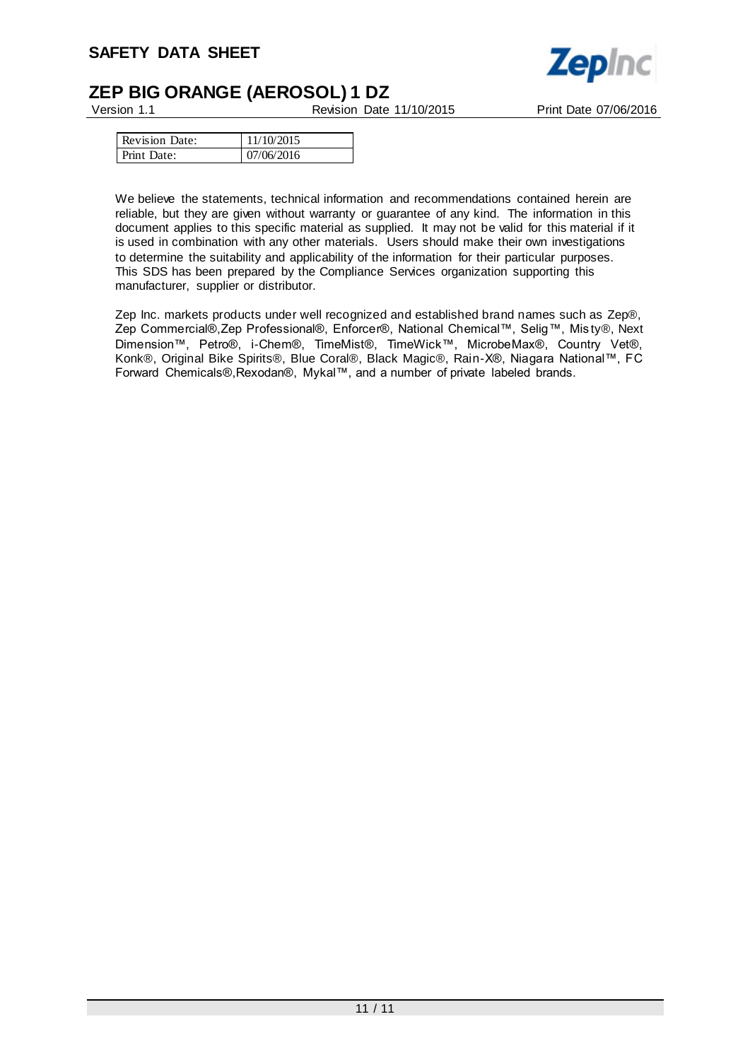| | |
|---|---|
| Revision Date: | 11/10/2015 |
| Print Date: | 07/06/2016 |

We believe the statements, technical information and recommendations contained herein are reliable, but they are given without warranty or guarantee of any kind. The information in this document applies to this specific material as supplied. It may not be valid for this material if it is used in combination with any other materials. Users should make their own investigations to determine the suitability and applicability of the information for their particular purposes. This SDS has been prepared by the Compliance Services organization supporting this manufacturer, supplier or distributor.

Zep Inc. markets products under well recognized and established brand names such as Zep®, Zep Commercial®,Zep Professional®, Enforcer®, National Chemical™, Selig™, Misty®, Next Dimension™, Petro®, i-Chem®, TimeMist®, TimeWick™, MicrobeMax®, Country Vet®, Konk®, Original Bike Spirits®, Blue Coral®, Black Magic®, Rain-X®, Niagara National™, FC Forward Chemicals®,Rexodan®, Mykal™, and a number of private labeled brands.